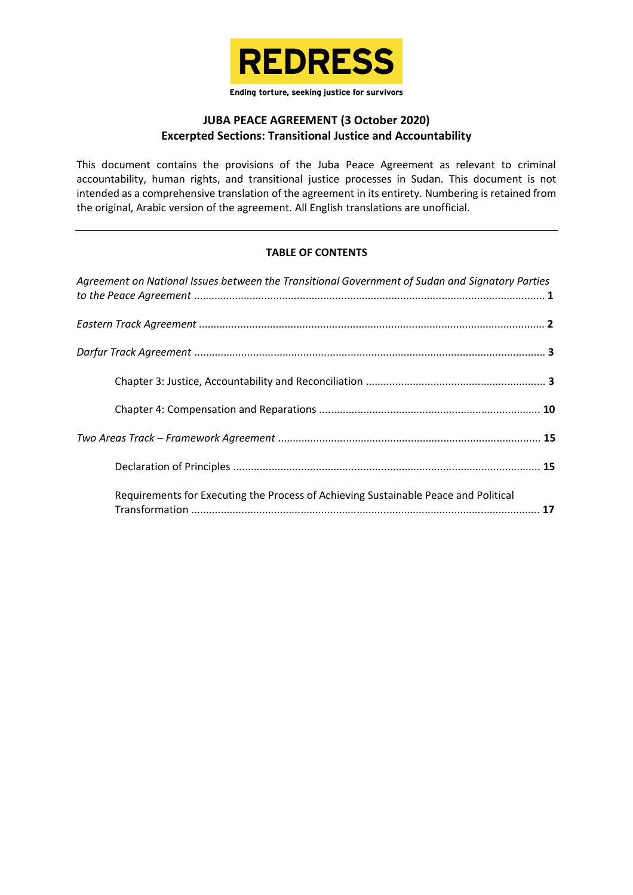REDRESS

Ending torture, seeking justice for survivors

# JUBA PEACE AGREEMENT (3 October 2020)
## Excerpted Sections: Transitional Justice and Accountability

This document contains the provisions of the Juba Peace Agreement as relevant to criminal accountability, human rights, and transitional justice processes in Sudan. This document is not intended as a comprehensive translation of the agreement in its entirety. Numbering is retained from the original, Arabic version of the agreement. All English translations are unofficial.

---

**TABLE OF CONTENTS**

*Agreement on National Issues between the Transitional Government of Sudan and Signatory Parties to the Peace Agreement* ..... **1**

*Eastern Track Agreement* ..... **2**

*Darfur Track Agreement* ..... **3**

- Chapter 3: Justice, Accountability and Reconciliation ..... **3**
- Chapter 4: Compensation and Reparations ..... **10**

*Two Areas Track – Framework Agreement* ..... **15**

- Declaration of Principles ..... **15**
- Requirements for Executing the Process of Achieving Sustainable Peace and Political Transformation ..... **17**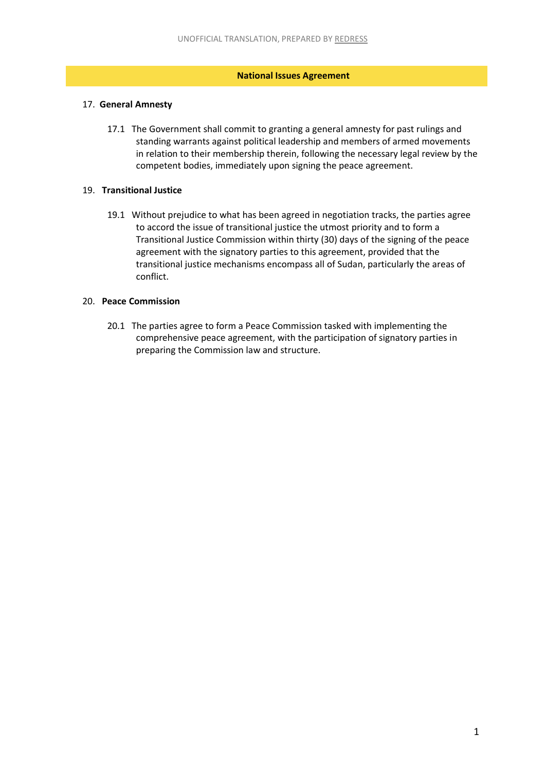## National Issues Agreement

17. **General Amnesty**

    17.1 The Government shall commit to granting a general amnesty for past rulings and standing warrants against political leadership and members of armed movements in relation to their membership therein, following the necessary legal review by the competent bodies, immediately upon signing the peace agreement.

19. **Transitional Justice**

    19.1 Without prejudice to what has been agreed in negotiation tracks, the parties agree to accord the issue of transitional justice the utmost priority and to form a Transitional Justice Commission within thirty (30) days of the signing of the peace agreement with the signatory parties to this agreement, provided that the transitional justice mechanisms encompass all of Sudan, particularly the areas of conflict.

20. **Peace Commission**

    20.1 The parties agree to form a Peace Commission tasked with implementing the comprehensive peace agreement, with the participation of signatory parties in preparing the Commission law and structure.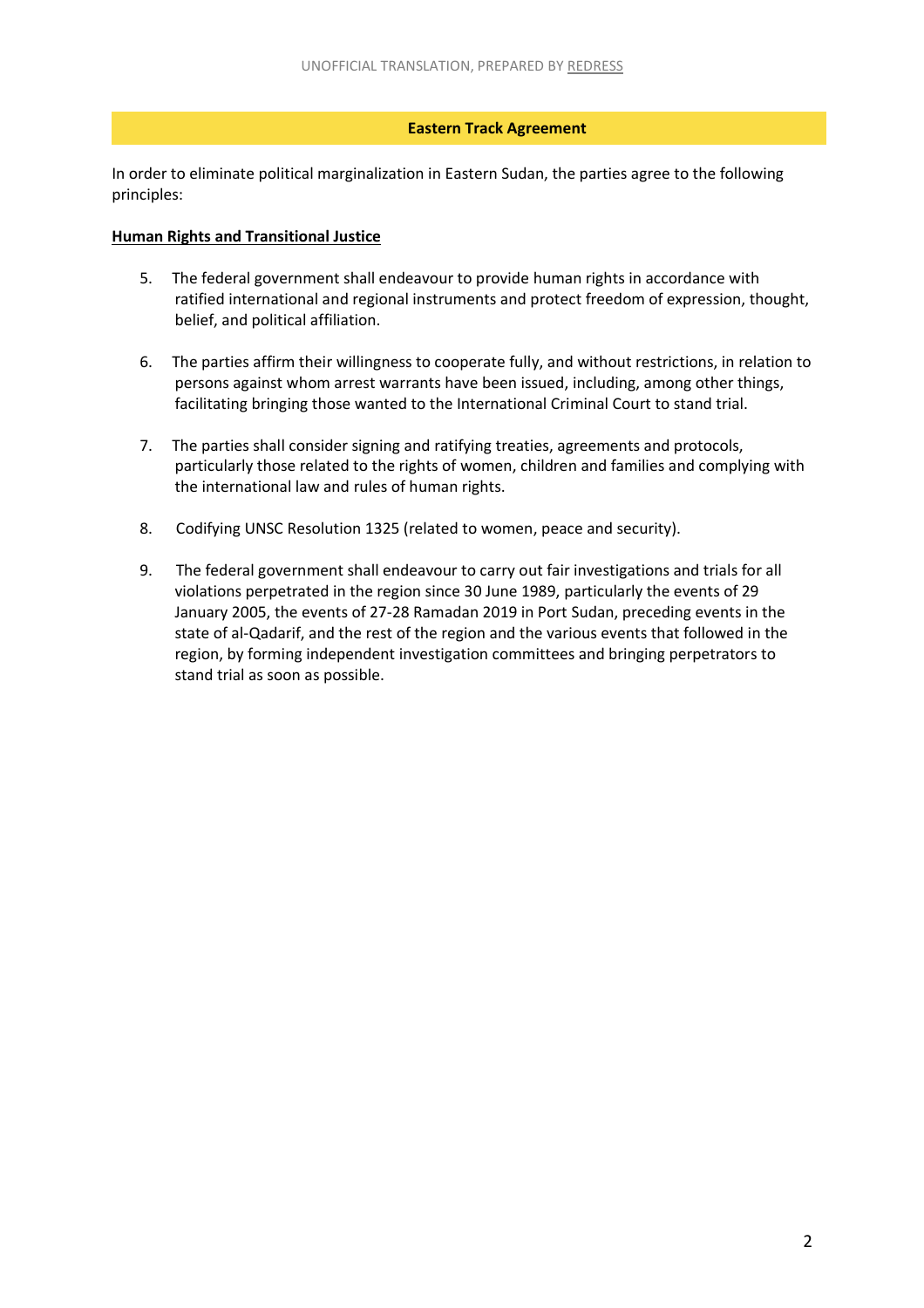## Eastern Track Agreement

In order to eliminate political marginalization in Eastern Sudan, the parties agree to the following principles:

**Human Rights and Transitional Justice**

5. The federal government shall endeavour to provide human rights in accordance with ratified international and regional instruments and protect freedom of expression, thought, belief, and political affiliation.

6. The parties affirm their willingness to cooperate fully, and without restrictions, in relation to persons against whom arrest warrants have been issued, including, among other things, facilitating bringing those wanted to the International Criminal Court to stand trial.

7. The parties shall consider signing and ratifying treaties, agreements and protocols, particularly those related to the rights of women, children and families and complying with the international law and rules of human rights.

8. Codifying UNSC Resolution 1325 (related to women, peace and security).

9. The federal government shall endeavour to carry out fair investigations and trials for all violations perpetrated in the region since 30 June 1989, particularly the events of 29 January 2005, the events of 27-28 Ramadan 2019 in Port Sudan, preceding events in the state of al-Qadarif, and the rest of the region and the various events that followed in the region, by forming independent investigation committees and bringing perpetrators to stand trial as soon as possible.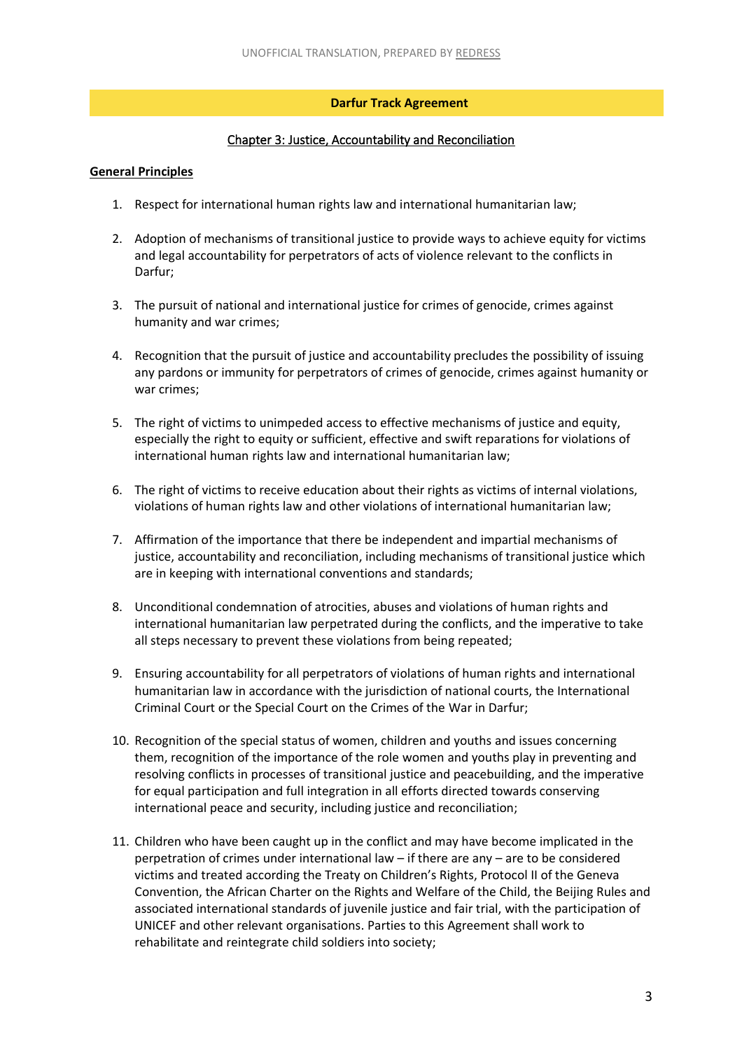## Darfur Track Agreement

### Chapter 3: Justice, Accountability and Reconciliation

**General Principles**

1. Respect for international human rights law and international humanitarian law;

2. Adoption of mechanisms of transitional justice to provide ways to achieve equity for victims and legal accountability for perpetrators of acts of violence relevant to the conflicts in Darfur;

3. The pursuit of national and international justice for crimes of genocide, crimes against humanity and war crimes;

4. Recognition that the pursuit of justice and accountability precludes the possibility of issuing any pardons or immunity for perpetrators of crimes of genocide, crimes against humanity or war crimes;

5. The right of victims to unimpeded access to effective mechanisms of justice and equity, especially the right to equity or sufficient, effective and swift reparations for violations of international human rights law and international humanitarian law;

6. The right of victims to receive education about their rights as victims of internal violations, violations of human rights law and other violations of international humanitarian law;

7. Affirmation of the importance that there be independent and impartial mechanisms of justice, accountability and reconciliation, including mechanisms of transitional justice which are in keeping with international conventions and standards;

8. Unconditional condemnation of atrocities, abuses and violations of human rights and international humanitarian law perpetrated during the conflicts, and the imperative to take all steps necessary to prevent these violations from being repeated;

9. Ensuring accountability for all perpetrators of violations of human rights and international humanitarian law in accordance with the jurisdiction of national courts, the International Criminal Court or the Special Court on the Crimes of the War in Darfur;

10. Recognition of the special status of women, children and youths and issues concerning them, recognition of the importance of the role women and youths play in preventing and resolving conflicts in processes of transitional justice and peacebuilding, and the imperative for equal participation and full integration in all efforts directed towards conserving international peace and security, including justice and reconciliation;

11. Children who have been caught up in the conflict and may have become implicated in the perpetration of crimes under international law – if there are any – are to be considered victims and treated according the Treaty on Children's Rights, Protocol II of the Geneva Convention, the African Charter on the Rights and Welfare of the Child, the Beijing Rules and associated international standards of juvenile justice and fair trial, with the participation of UNICEF and other relevant organisations. Parties to this Agreement shall work to rehabilitate and reintegrate child soldiers into society;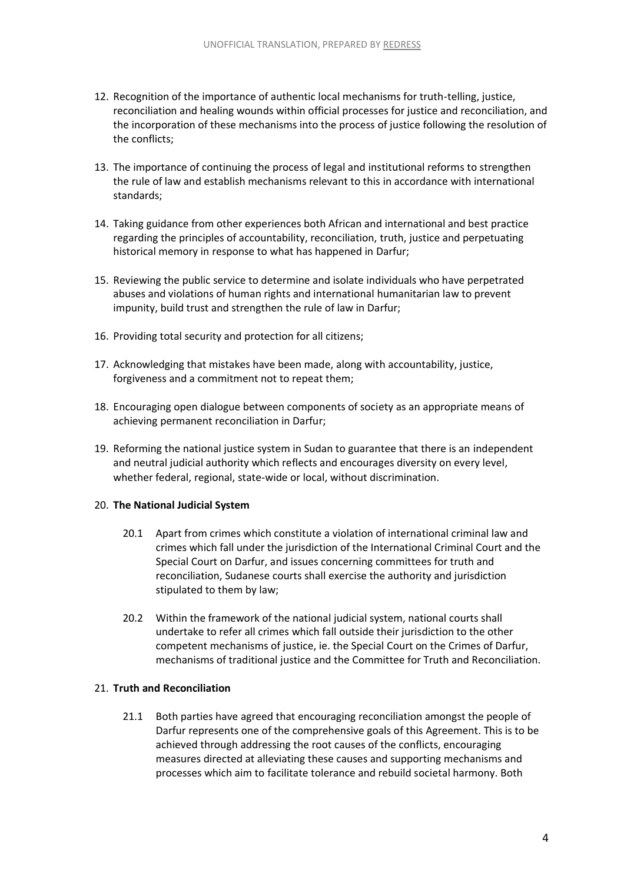12. Recognition of the importance of authentic local mechanisms for truth-telling, justice, reconciliation and healing wounds within official processes for justice and reconciliation, and the incorporation of these mechanisms into the process of justice following the resolution of the conflicts;

13. The importance of continuing the process of legal and institutional reforms to strengthen the rule of law and establish mechanisms relevant to this in accordance with international standards;

14. Taking guidance from other experiences both African and international and best practice regarding the principles of accountability, reconciliation, truth, justice and perpetuating historical memory in response to what has happened in Darfur;

15. Reviewing the public service to determine and isolate individuals who have perpetrated abuses and violations of human rights and international humanitarian law to prevent impunity, build trust and strengthen the rule of law in Darfur;

16. Providing total security and protection for all citizens;

17. Acknowledging that mistakes have been made, along with accountability, justice, forgiveness and a commitment not to repeat them;

18. Encouraging open dialogue between components of society as an appropriate means of achieving permanent reconciliation in Darfur;

19. Reforming the national justice system in Sudan to guarantee that there is an independent and neutral judicial authority which reflects and encourages diversity on every level, whether federal, regional, state-wide or local, without discrimination.

20. **The National Judicial System**

    20.1 Apart from crimes which constitute a violation of international criminal law and crimes which fall under the jurisdiction of the International Criminal Court and the Special Court on Darfur, and issues concerning committees for truth and reconciliation, Sudanese courts shall exercise the authority and jurisdiction stipulated to them by law;

    20.2 Within the framework of the national judicial system, national courts shall undertake to refer all crimes which fall outside their jurisdiction to the other competent mechanisms of justice, ie. the Special Court on the Crimes of Darfur, mechanisms of traditional justice and the Committee for Truth and Reconciliation.

21. **Truth and Reconciliation**

    21.1 Both parties have agreed that encouraging reconciliation amongst the people of Darfur represents one of the comprehensive goals of this Agreement. This is to be achieved through addressing the root causes of the conflicts, encouraging measures directed at alleviating these causes and supporting mechanisms and processes which aim to facilitate tolerance and rebuild societal harmony. Both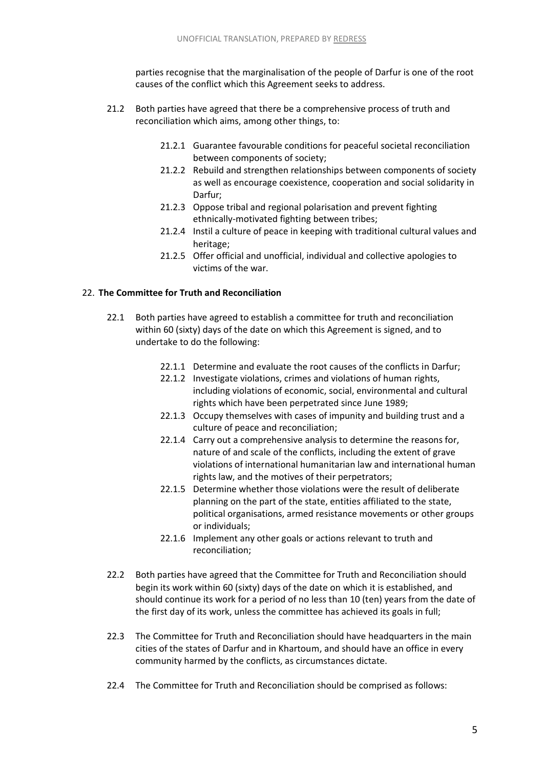parties recognise that the marginalisation of the people of Darfur is one of the root causes of the conflict which this Agreement seeks to address.

21.2 Both parties have agreed that there be a comprehensive process of truth and reconciliation which aims, among other things, to:

- 21.2.1 Guarantee favourable conditions for peaceful societal reconciliation between components of society;
- 21.2.2 Rebuild and strengthen relationships between components of society as well as encourage coexistence, cooperation and social solidarity in Darfur;
- 21.2.3 Oppose tribal and regional polarisation and prevent fighting ethnically-motivated fighting between tribes;
- 21.2.4 Instil a culture of peace in keeping with traditional cultural values and heritage;
- 21.2.5 Offer official and unofficial, individual and collective apologies to victims of the war.

## 22. The Committee for Truth and Reconciliation

22.1 Both parties have agreed to establish a committee for truth and reconciliation within 60 (sixty) days of the date on which this Agreement is signed, and to undertake to do the following:

- 22.1.1 Determine and evaluate the root causes of the conflicts in Darfur;
- 22.1.2 Investigate violations, crimes and violations of human rights, including violations of economic, social, environmental and cultural rights which have been perpetrated since June 1989;
- 22.1.3 Occupy themselves with cases of impunity and building trust and a culture of peace and reconciliation;
- 22.1.4 Carry out a comprehensive analysis to determine the reasons for, nature of and scale of the conflicts, including the extent of grave violations of international humanitarian law and international human rights law, and the motives of their perpetrators;
- 22.1.5 Determine whether those violations were the result of deliberate planning on the part of the state, entities affiliated to the state, political organisations, armed resistance movements or other groups or individuals;
- 22.1.6 Implement any other goals or actions relevant to truth and reconciliation;

22.2 Both parties have agreed that the Committee for Truth and Reconciliation should begin its work within 60 (sixty) days of the date on which it is established, and should continue its work for a period of no less than 10 (ten) years from the date of the first day of its work, unless the committee has achieved its goals in full;

22.3 The Committee for Truth and Reconciliation should have headquarters in the main cities of the states of Darfur and in Khartoum, and should have an office in every community harmed by the conflicts, as circumstances dictate.

22.4 The Committee for Truth and Reconciliation should be comprised as follows: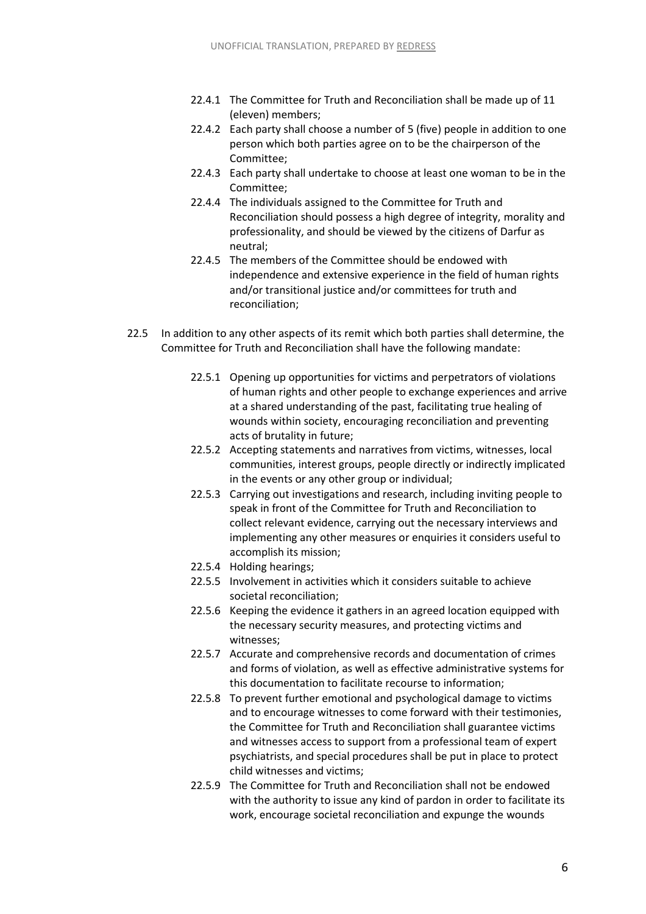- 22.4.1 The Committee for Truth and Reconciliation shall be made up of 11 (eleven) members;
- 22.4.2 Each party shall choose a number of 5 (five) people in addition to one person which both parties agree on to be the chairperson of the Committee;
- 22.4.3 Each party shall undertake to choose at least one woman to be in the Committee;
- 22.4.4 The individuals assigned to the Committee for Truth and Reconciliation should possess a high degree of integrity, morality and professionality, and should be viewed by the citizens of Darfur as neutral;
- 22.4.5 The members of the Committee should be endowed with independence and extensive experience in the field of human rights and/or transitional justice and/or committees for truth and reconciliation;

22.5 In addition to any other aspects of its remit which both parties shall determine, the Committee for Truth and Reconciliation shall have the following mandate:

- 22.5.1 Opening up opportunities for victims and perpetrators of violations of human rights and other people to exchange experiences and arrive at a shared understanding of the past, facilitating true healing of wounds within society, encouraging reconciliation and preventing acts of brutality in future;
- 22.5.2 Accepting statements and narratives from victims, witnesses, local communities, interest groups, people directly or indirectly implicated in the events or any other group or individual;
- 22.5.3 Carrying out investigations and research, including inviting people to speak in front of the Committee for Truth and Reconciliation to collect relevant evidence, carrying out the necessary interviews and implementing any other measures or enquiries it considers useful to accomplish its mission;
- 22.5.4 Holding hearings;
- 22.5.5 Involvement in activities which it considers suitable to achieve societal reconciliation;
- 22.5.6 Keeping the evidence it gathers in an agreed location equipped with the necessary security measures, and protecting victims and witnesses;
- 22.5.7 Accurate and comprehensive records and documentation of crimes and forms of violation, as well as effective administrative systems for this documentation to facilitate recourse to information;
- 22.5.8 To prevent further emotional and psychological damage to victims and to encourage witnesses to come forward with their testimonies, the Committee for Truth and Reconciliation shall guarantee victims and witnesses access to support from a professional team of expert psychiatrists, and special procedures shall be put in place to protect child witnesses and victims;
- 22.5.9 The Committee for Truth and Reconciliation shall not be endowed with the authority to issue any kind of pardon in order to facilitate its work, encourage societal reconciliation and expunge the wounds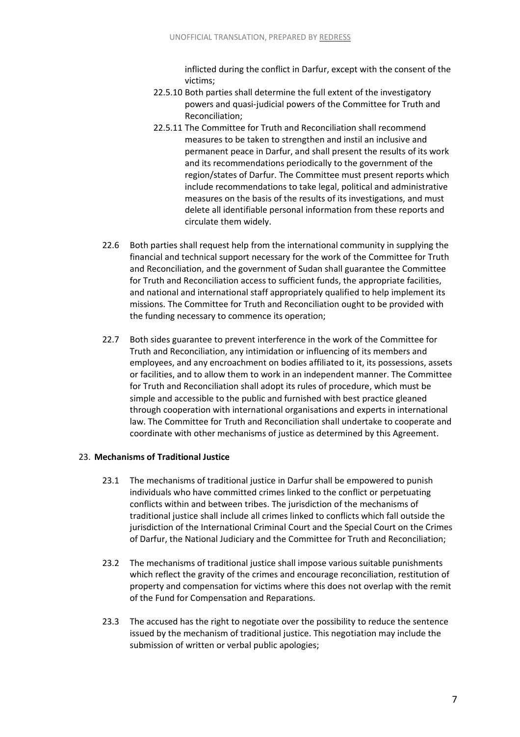inflicted during the conflict in Darfur, except with the consent of the victims;

22.5.10 Both parties shall determine the full extent of the investigatory powers and quasi-judicial powers of the Committee for Truth and Reconciliation;

22.5.11 The Committee for Truth and Reconciliation shall recommend measures to be taken to strengthen and instil an inclusive and permanent peace in Darfur, and shall present the results of its work and its recommendations periodically to the government of the region/states of Darfur. The Committee must present reports which include recommendations to take legal, political and administrative measures on the basis of the results of its investigations, and must delete all identifiable personal information from these reports and circulate them widely.

22.6 Both parties shall request help from the international community in supplying the financial and technical support necessary for the work of the Committee for Truth and Reconciliation, and the government of Sudan shall guarantee the Committee for Truth and Reconciliation access to sufficient funds, the appropriate facilities, and national and international staff appropriately qualified to help implement its missions. The Committee for Truth and Reconciliation ought to be provided with the funding necessary to commence its operation;

22.7 Both sides guarantee to prevent interference in the work of the Committee for Truth and Reconciliation, any intimidation or influencing of its members and employees, and any encroachment on bodies affiliated to it, its possessions, assets or facilities, and to allow them to work in an independent manner. The Committee for Truth and Reconciliation shall adopt its rules of procedure, which must be simple and accessible to the public and furnished with best practice gleaned through cooperation with international organisations and experts in international law. The Committee for Truth and Reconciliation shall undertake to cooperate and coordinate with other mechanisms of justice as determined by this Agreement.

## 23. Mechanisms of Traditional Justice

23.1 The mechanisms of traditional justice in Darfur shall be empowered to punish individuals who have committed crimes linked to the conflict or perpetuating conflicts within and between tribes. The jurisdiction of the mechanisms of traditional justice shall include all crimes linked to conflicts which fall outside the jurisdiction of the International Criminal Court and the Special Court on the Crimes of Darfur, the National Judiciary and the Committee for Truth and Reconciliation;

23.2 The mechanisms of traditional justice shall impose various suitable punishments which reflect the gravity of the crimes and encourage reconciliation, restitution of property and compensation for victims where this does not overlap with the remit of the Fund for Compensation and Reparations.

23.3 The accused has the right to negotiate over the possibility to reduce the sentence issued by the mechanism of traditional justice. This negotiation may include the submission of written or verbal public apologies;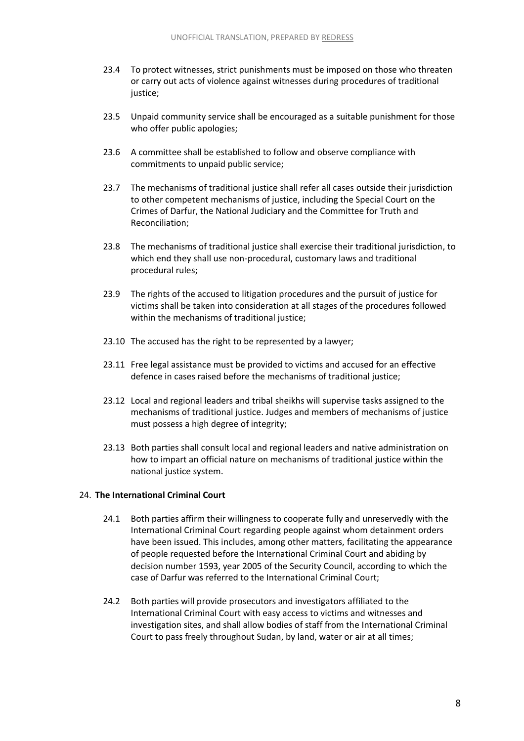23.4 To protect witnesses, strict punishments must be imposed on those who threaten or carry out acts of violence against witnesses during procedures of traditional justice;

23.5 Unpaid community service shall be encouraged as a suitable punishment for those who offer public apologies;

23.6 A committee shall be established to follow and observe compliance with commitments to unpaid public service;

23.7 The mechanisms of traditional justice shall refer all cases outside their jurisdiction to other competent mechanisms of justice, including the Special Court on the Crimes of Darfur, the National Judiciary and the Committee for Truth and Reconciliation;

23.8 The mechanisms of traditional justice shall exercise their traditional jurisdiction, to which end they shall use non-procedural, customary laws and traditional procedural rules;

23.9 The rights of the accused to litigation procedures and the pursuit of justice for victims shall be taken into consideration at all stages of the procedures followed within the mechanisms of traditional justice;

23.10 The accused has the right to be represented by a lawyer;

23.11 Free legal assistance must be provided to victims and accused for an effective defence in cases raised before the mechanisms of traditional justice;

23.12 Local and regional leaders and tribal sheikhs will supervise tasks assigned to the mechanisms of traditional justice. Judges and members of mechanisms of justice must possess a high degree of integrity;

23.13 Both parties shall consult local and regional leaders and native administration on how to impart an official nature on mechanisms of traditional justice within the national justice system.

## 24. **The International Criminal Court**

24.1 Both parties affirm their willingness to cooperate fully and unreservedly with the International Criminal Court regarding people against whom detainment orders have been issued. This includes, among other matters, facilitating the appearance of people requested before the International Criminal Court and abiding by decision number 1593, year 2005 of the Security Council, according to which the case of Darfur was referred to the International Criminal Court;

24.2 Both parties will provide prosecutors and investigators affiliated to the International Criminal Court with easy access to victims and witnesses and investigation sites, and shall allow bodies of staff from the International Criminal Court to pass freely throughout Sudan, by land, water or air at all times;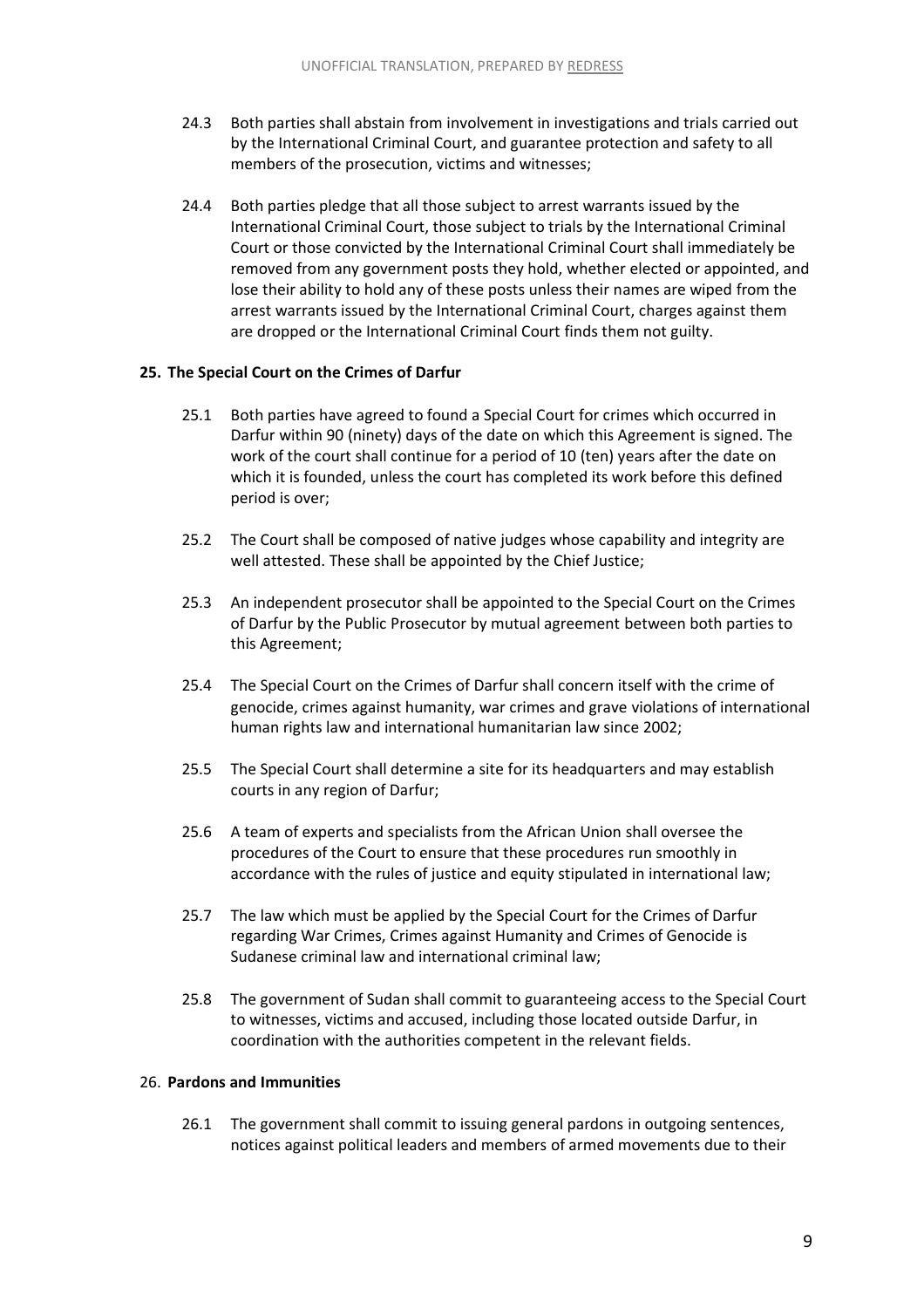24.3 Both parties shall abstain from involvement in investigations and trials carried out by the International Criminal Court, and guarantee protection and safety to all members of the prosecution, victims and witnesses;

24.4 Both parties pledge that all those subject to arrest warrants issued by the International Criminal Court, those subject to trials by the International Criminal Court or those convicted by the International Criminal Court shall immediately be removed from any government posts they hold, whether elected or appointed, and lose their ability to hold any of these posts unless their names are wiped from the arrest warrants issued by the International Criminal Court, charges against them are dropped or the International Criminal Court finds them not guilty.

**25. The Special Court on the Crimes of Darfur**

25.1 Both parties have agreed to found a Special Court for crimes which occurred in Darfur within 90 (ninety) days of the date on which this Agreement is signed. The work of the court shall continue for a period of 10 (ten) years after the date on which it is founded, unless the court has completed its work before this defined period is over;

25.2 The Court shall be composed of native judges whose capability and integrity are well attested. These shall be appointed by the Chief Justice;

25.3 An independent prosecutor shall be appointed to the Special Court on the Crimes of Darfur by the Public Prosecutor by mutual agreement between both parties to this Agreement;

25.4 The Special Court on the Crimes of Darfur shall concern itself with the crime of genocide, crimes against humanity, war crimes and grave violations of international human rights law and international humanitarian law since 2002;

25.5 The Special Court shall determine a site for its headquarters and may establish courts in any region of Darfur;

25.6 A team of experts and specialists from the African Union shall oversee the procedures of the Court to ensure that these procedures run smoothly in accordance with the rules of justice and equity stipulated in international law;

25.7 The law which must be applied by the Special Court for the Crimes of Darfur regarding War Crimes, Crimes against Humanity and Crimes of Genocide is Sudanese criminal law and international criminal law;

25.8 The government of Sudan shall commit to guaranteeing access to the Special Court to witnesses, victims and accused, including those located outside Darfur, in coordination with the authorities competent in the relevant fields.

26. **Pardons and Immunities**

26.1 The government shall commit to issuing general pardons in outgoing sentences, notices against political leaders and members of armed movements due to their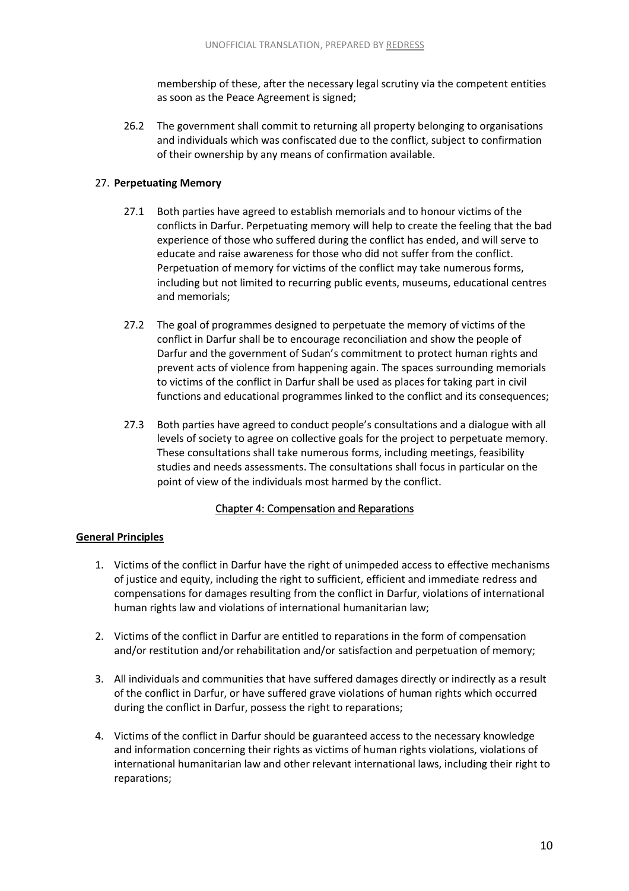membership of these, after the necessary legal scrutiny via the competent entities as soon as the Peace Agreement is signed;

26.2 The government shall commit to returning all property belonging to organisations and individuals which was confiscated due to the conflict, subject to confirmation of their ownership by any means of confirmation available.

27. **Perpetuating Memory**

27.1 Both parties have agreed to establish memorials and to honour victims of the conflicts in Darfur. Perpetuating memory will help to create the feeling that the bad experience of those who suffered during the conflict has ended, and will serve to educate and raise awareness for those who did not suffer from the conflict. Perpetuation of memory for victims of the conflict may take numerous forms, including but not limited to recurring public events, museums, educational centres and memorials;

27.2 The goal of programmes designed to perpetuate the memory of victims of the conflict in Darfur shall be to encourage reconciliation and show the people of Darfur and the government of Sudan's commitment to protect human rights and prevent acts of violence from happening again. The spaces surrounding memorials to victims of the conflict in Darfur shall be used as places for taking part in civil functions and educational programmes linked to the conflict and its consequences;

27.3 Both parties have agreed to conduct people's consultations and a dialogue with all levels of society to agree on collective goals for the project to perpetuate memory. These consultations shall take numerous forms, including meetings, feasibility studies and needs assessments. The consultations shall focus in particular on the point of view of the individuals most harmed by the conflict.

## Chapter 4: Compensation and Reparations

**General Principles**

1. Victims of the conflict in Darfur have the right of unimpeded access to effective mechanisms of justice and equity, including the right to sufficient, efficient and immediate redress and compensations for damages resulting from the conflict in Darfur, violations of international human rights law and violations of international humanitarian law;

2. Victims of the conflict in Darfur are entitled to reparations in the form of compensation and/or restitution and/or rehabilitation and/or satisfaction and perpetuation of memory;

3. All individuals and communities that have suffered damages directly or indirectly as a result of the conflict in Darfur, or have suffered grave violations of human rights which occurred during the conflict in Darfur, possess the right to reparations;

4. Victims of the conflict in Darfur should be guaranteed access to the necessary knowledge and information concerning their rights as victims of human rights violations, violations of international humanitarian law and other relevant international laws, including their right to reparations;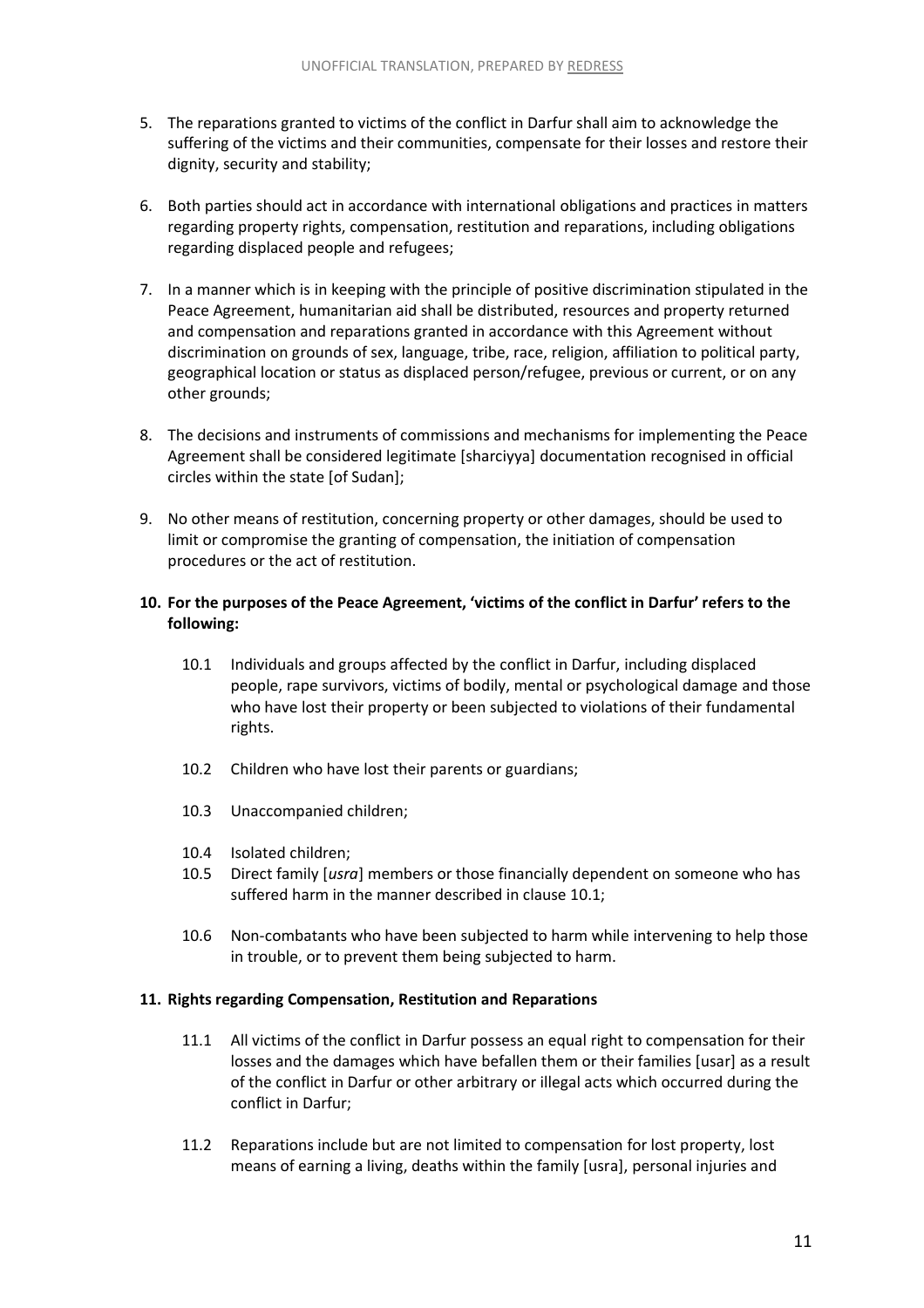5. The reparations granted to victims of the conflict in Darfur shall aim to acknowledge the suffering of the victims and their communities, compensate for their losses and restore their dignity, security and stability;

6. Both parties should act in accordance with international obligations and practices in matters regarding property rights, compensation, restitution and reparations, including obligations regarding displaced people and refugees;

7. In a manner which is in keeping with the principle of positive discrimination stipulated in the Peace Agreement, humanitarian aid shall be distributed, resources and property returned and compensation and reparations granted in accordance with this Agreement without discrimination on grounds of sex, language, tribe, race, religion, affiliation to political party, geographical location or status as displaced person/refugee, previous or current, or on any other grounds;

8. The decisions and instruments of commissions and mechanisms for implementing the Peace Agreement shall be considered legitimate [sharciyya] documentation recognised in official circles within the state [of Sudan];

9. No other means of restitution, concerning property or other damages, should be used to limit or compromise the granting of compensation, the initiation of compensation procedures or the act of restitution.

**10. For the purposes of the Peace Agreement, 'victims of the conflict in Darfur' refers to the following:**

10.1 Individuals and groups affected by the conflict in Darfur, including displaced people, rape survivors, victims of bodily, mental or psychological damage and those who have lost their property or been subjected to violations of their fundamental rights.

10.2 Children who have lost their parents or guardians;

10.3 Unaccompanied children;

10.4 Isolated children;

10.5 Direct family [*usra*] members or those financially dependent on someone who has suffered harm in the manner described in clause 10.1;

10.6 Non-combatants who have been subjected to harm while intervening to help those in trouble, or to prevent them being subjected to harm.

**11. Rights regarding Compensation, Restitution and Reparations**

11.1 All victims of the conflict in Darfur possess an equal right to compensation for their losses and the damages which have befallen them or their families [usar] as a result of the conflict in Darfur or other arbitrary or illegal acts which occurred during the conflict in Darfur;

11.2 Reparations include but are not limited to compensation for lost property, lost means of earning a living, deaths within the family [usra], personal injuries and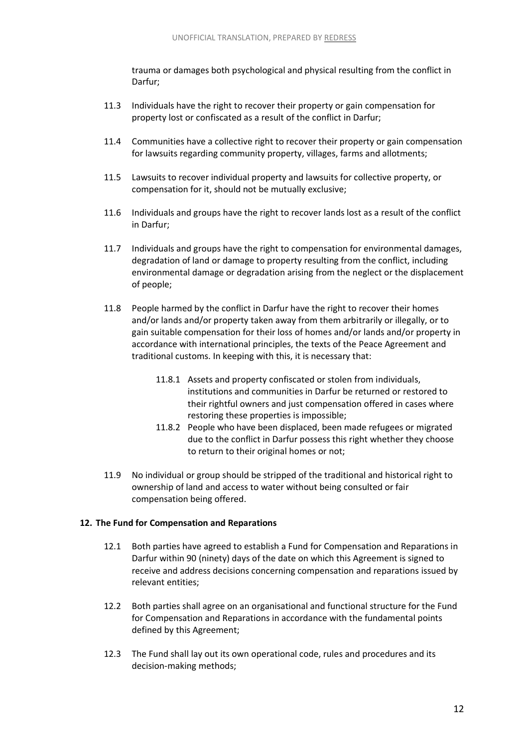trauma or damages both psychological and physical resulting from the conflict in Darfur;

11.3 Individuals have the right to recover their property or gain compensation for property lost or confiscated as a result of the conflict in Darfur;

11.4 Communities have a collective right to recover their property or gain compensation for lawsuits regarding community property, villages, farms and allotments;

11.5 Lawsuits to recover individual property and lawsuits for collective property, or compensation for it, should not be mutually exclusive;

11.6 Individuals and groups have the right to recover lands lost as a result of the conflict in Darfur;

11.7 Individuals and groups have the right to compensation for environmental damages, degradation of land or damage to property resulting from the conflict, including environmental damage or degradation arising from the neglect or the displacement of people;

11.8 People harmed by the conflict in Darfur have the right to recover their homes and/or lands and/or property taken away from them arbitrarily or illegally, or to gain suitable compensation for their loss of homes and/or lands and/or property in accordance with international principles, the texts of the Peace Agreement and traditional customs. In keeping with this, it is necessary that:

> 11.8.1 Assets and property confiscated or stolen from individuals, institutions and communities in Darfur be returned or restored to their rightful owners and just compensation offered in cases where restoring these properties is impossible;
>
> 11.8.2 People who have been displaced, been made refugees or migrated due to the conflict in Darfur possess this right whether they choose to return to their original homes or not;

11.9 No individual or group should be stripped of the traditional and historical right to ownership of land and access to water without being consulted or fair compensation being offered.

**12. The Fund for Compensation and Reparations**

12.1 Both parties have agreed to establish a Fund for Compensation and Reparations in Darfur within 90 (ninety) days of the date on which this Agreement is signed to receive and address decisions concerning compensation and reparations issued by relevant entities;

12.2 Both parties shall agree on an organisational and functional structure for the Fund for Compensation and Reparations in accordance with the fundamental points defined by this Agreement;

12.3 The Fund shall lay out its own operational code, rules and procedures and its decision-making methods;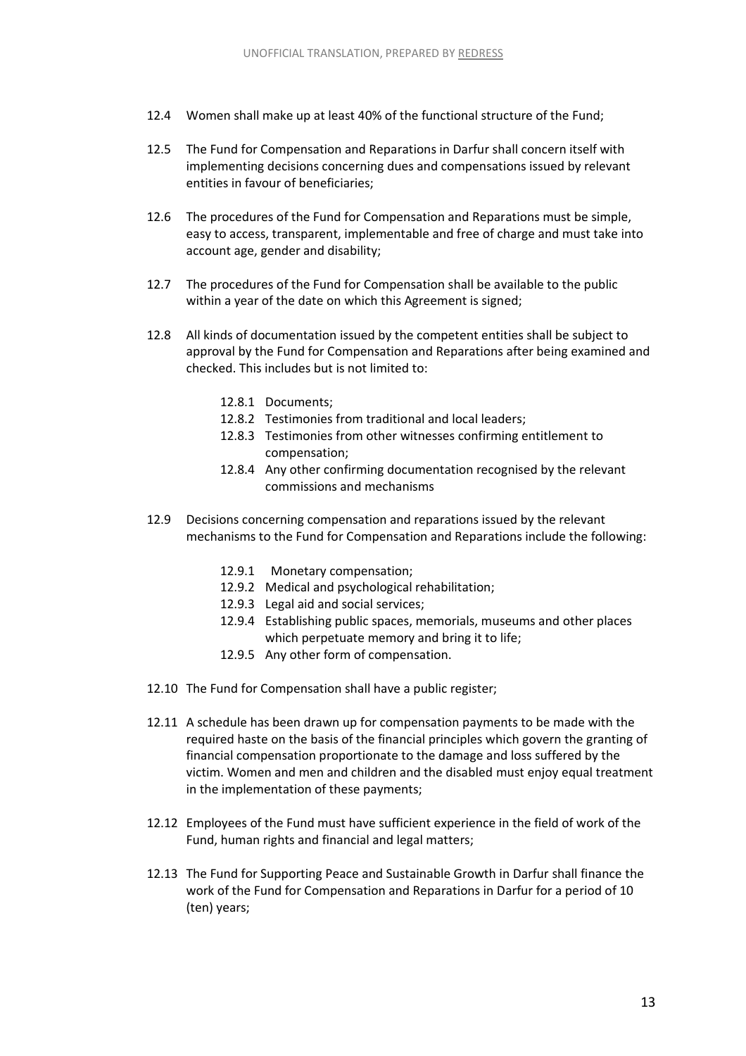12.4 Women shall make up at least 40% of the functional structure of the Fund;

12.5 The Fund for Compensation and Reparations in Darfur shall concern itself with implementing decisions concerning dues and compensations issued by relevant entities in favour of beneficiaries;

12.6 The procedures of the Fund for Compensation and Reparations must be simple, easy to access, transparent, implementable and free of charge and must take into account age, gender and disability;

12.7 The procedures of the Fund for Compensation shall be available to the public within a year of the date on which this Agreement is signed;

12.8 All kinds of documentation issued by the competent entities shall be subject to approval by the Fund for Compensation and Reparations after being examined and checked. This includes but is not limited to:

- 12.8.1 Documents;
- 12.8.2 Testimonies from traditional and local leaders;
- 12.8.3 Testimonies from other witnesses confirming entitlement to compensation;
- 12.8.4 Any other confirming documentation recognised by the relevant commissions and mechanisms

12.9 Decisions concerning compensation and reparations issued by the relevant mechanisms to the Fund for Compensation and Reparations include the following:

- 12.9.1 Monetary compensation;
- 12.9.2 Medical and psychological rehabilitation;
- 12.9.3 Legal aid and social services;
- 12.9.4 Establishing public spaces, memorials, museums and other places which perpetuate memory and bring it to life;
- 12.9.5 Any other form of compensation.

12.10 The Fund for Compensation shall have a public register;

12.11 A schedule has been drawn up for compensation payments to be made with the required haste on the basis of the financial principles which govern the granting of financial compensation proportionate to the damage and loss suffered by the victim. Women and men and children and the disabled must enjoy equal treatment in the implementation of these payments;

12.12 Employees of the Fund must have sufficient experience in the field of work of the Fund, human rights and financial and legal matters;

12.13 The Fund for Supporting Peace and Sustainable Growth in Darfur shall finance the work of the Fund for Compensation and Reparations in Darfur for a period of 10 (ten) years;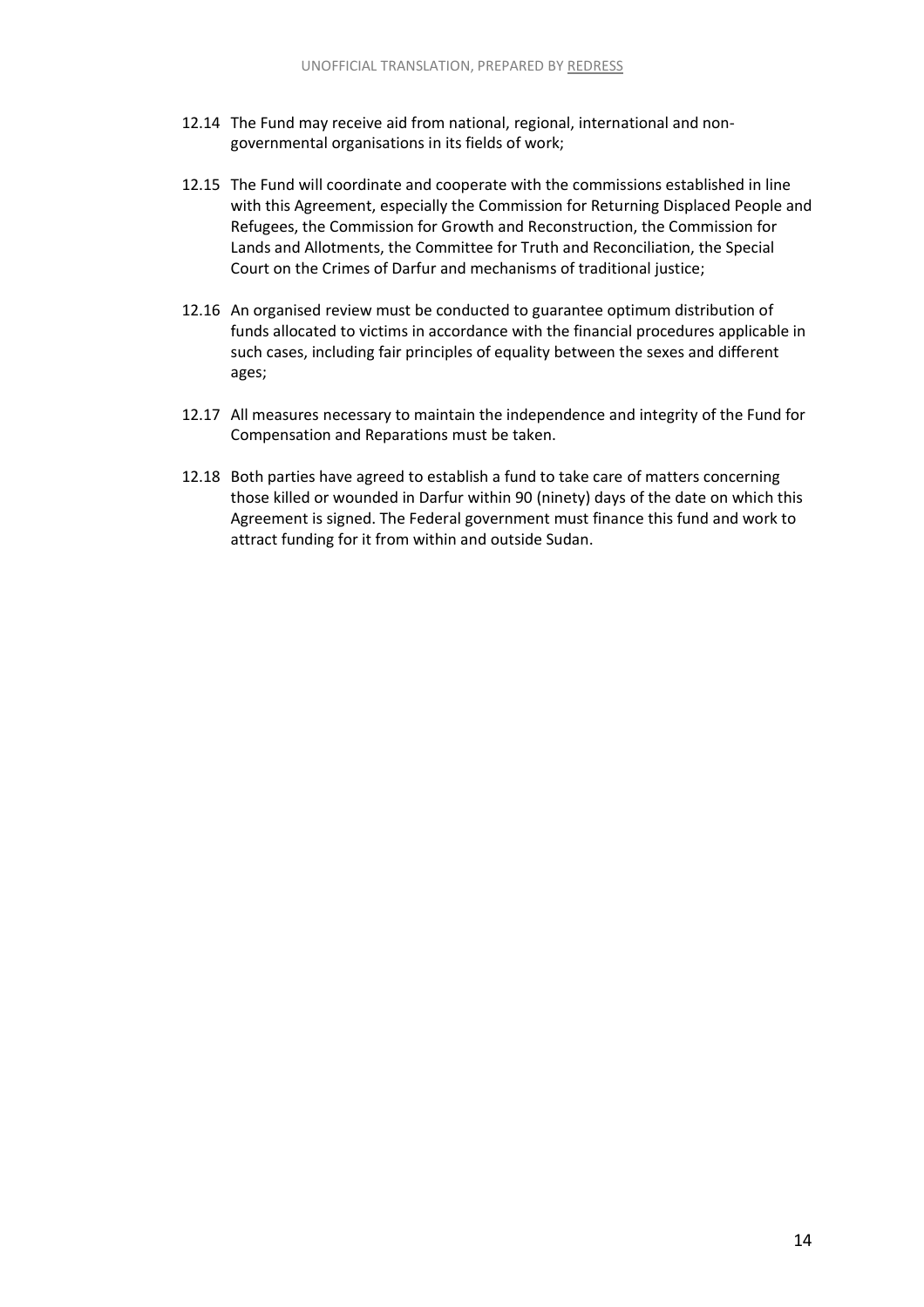12.14 The Fund may receive aid from national, regional, international and non-governmental organisations in its fields of work;

12.15 The Fund will coordinate and cooperate with the commissions established in line with this Agreement, especially the Commission for Returning Displaced People and Refugees, the Commission for Growth and Reconstruction, the Commission for Lands and Allotments, the Committee for Truth and Reconciliation, the Special Court on the Crimes of Darfur and mechanisms of traditional justice;

12.16 An organised review must be conducted to guarantee optimum distribution of funds allocated to victims in accordance with the financial procedures applicable in such cases, including fair principles of equality between the sexes and different ages;

12.17 All measures necessary to maintain the independence and integrity of the Fund for Compensation and Reparations must be taken.

12.18 Both parties have agreed to establish a fund to take care of matters concerning those killed or wounded in Darfur within 90 (ninety) days of the date on which this Agreement is signed. The Federal government must finance this fund and work to attract funding for it from within and outside Sudan.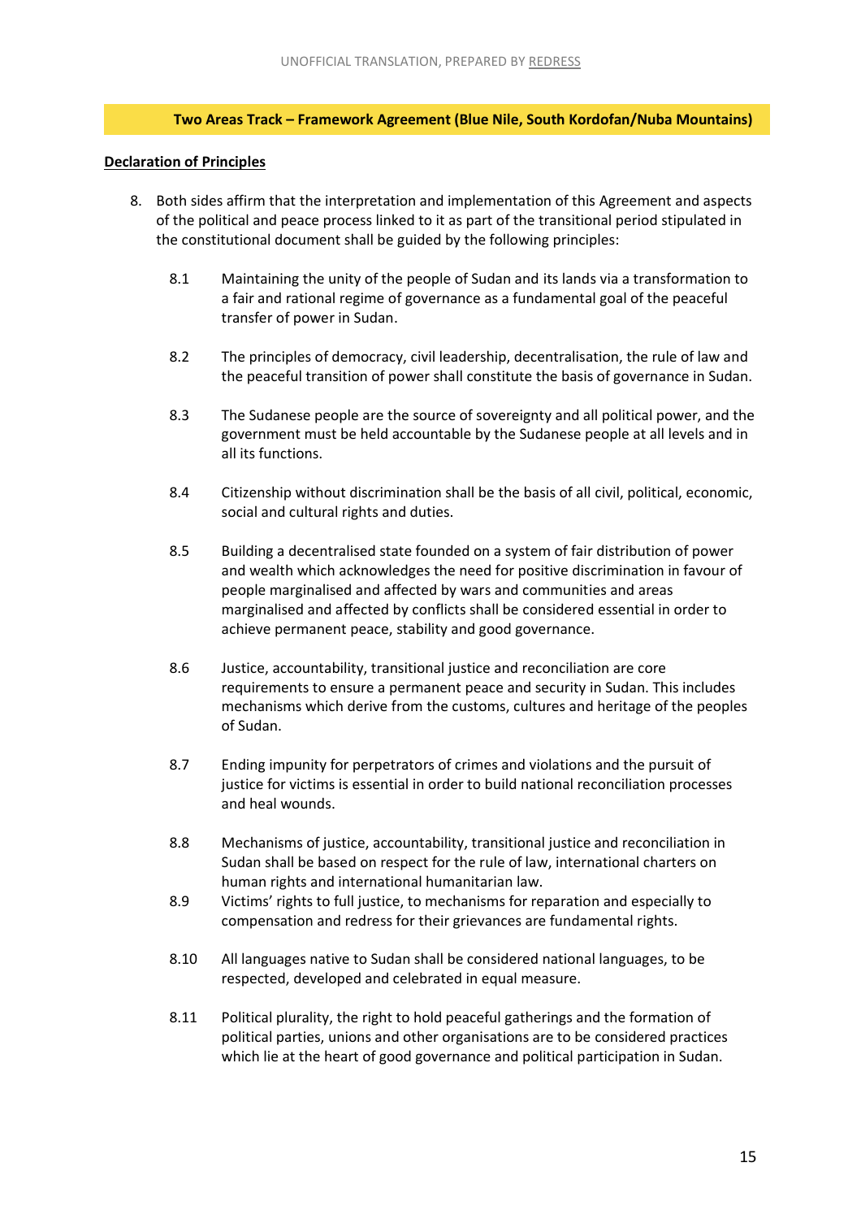**Two Areas Track – Framework Agreement (Blue Nile, South Kordofan/Nuba Mountains)**

**Declaration of Principles**

8. Both sides affirm that the interpretation and implementation of this Agreement and aspects of the political and peace process linked to it as part of the transitional period stipulated in the constitutional document shall be guided by the following principles:

   8.1 Maintaining the unity of the people of Sudan and its lands via a transformation to a fair and rational regime of governance as a fundamental goal of the peaceful transfer of power in Sudan.

   8.2 The principles of democracy, civil leadership, decentralisation, the rule of law and the peaceful transition of power shall constitute the basis of governance in Sudan.

   8.3 The Sudanese people are the source of sovereignty and all political power, and the government must be held accountable by the Sudanese people at all levels and in all its functions.

   8.4 Citizenship without discrimination shall be the basis of all civil, political, economic, social and cultural rights and duties.

   8.5 Building a decentralised state founded on a system of fair distribution of power and wealth which acknowledges the need for positive discrimination in favour of people marginalised and affected by wars and communities and areas marginalised and affected by conflicts shall be considered essential in order to achieve permanent peace, stability and good governance.

   8.6 Justice, accountability, transitional justice and reconciliation are core requirements to ensure a permanent peace and security in Sudan. This includes mechanisms which derive from the customs, cultures and heritage of the peoples of Sudan.

   8.7 Ending impunity for perpetrators of crimes and violations and the pursuit of justice for victims is essential in order to build national reconciliation processes and heal wounds.

   8.8 Mechanisms of justice, accountability, transitional justice and reconciliation in Sudan shall be based on respect for the rule of law, international charters on human rights and international humanitarian law.

   8.9 Victims' rights to full justice, to mechanisms for reparation and especially to compensation and redress for their grievances are fundamental rights.

   8.10 All languages native to Sudan shall be considered national languages, to be respected, developed and celebrated in equal measure.

   8.11 Political plurality, the right to hold peaceful gatherings and the formation of political parties, unions and other organisations are to be considered practices which lie at the heart of good governance and political participation in Sudan.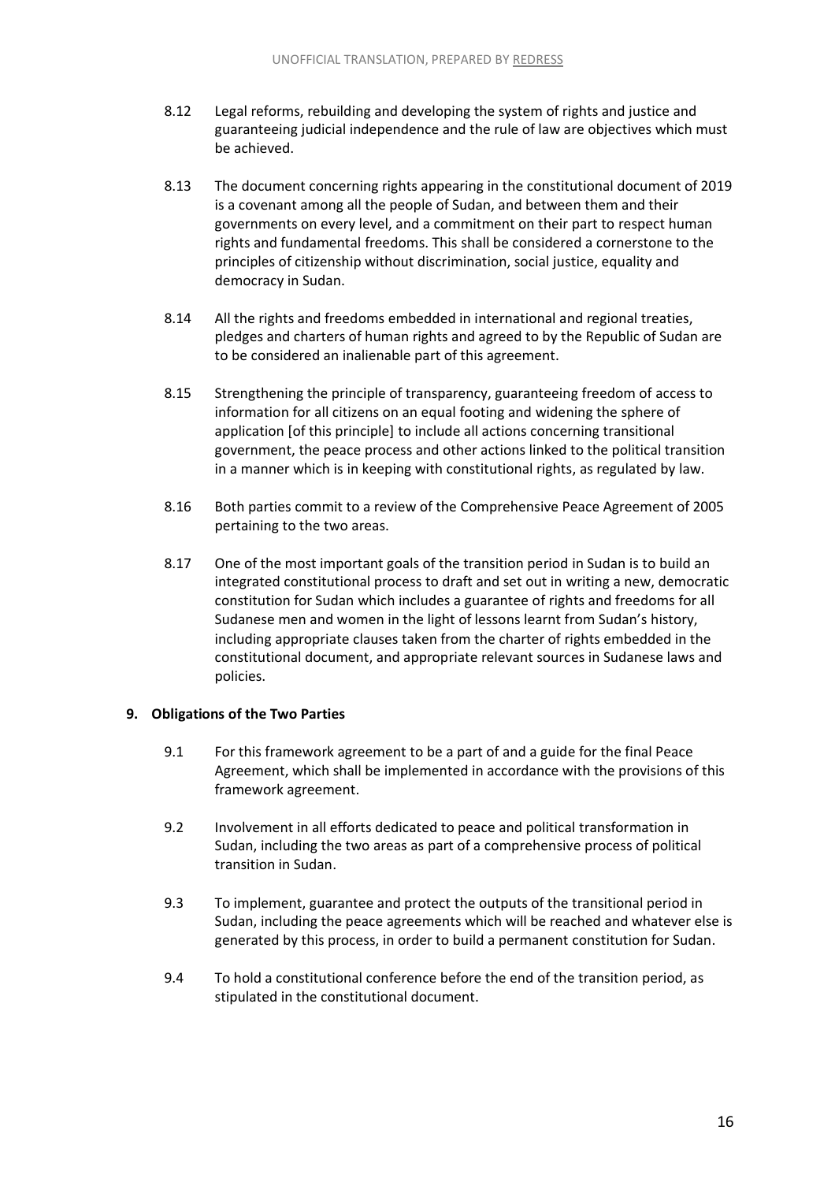8.12 Legal reforms, rebuilding and developing the system of rights and justice and guaranteeing judicial independence and the rule of law are objectives which must be achieved.

8.13 The document concerning rights appearing in the constitutional document of 2019 is a covenant among all the people of Sudan, and between them and their governments on every level, and a commitment on their part to respect human rights and fundamental freedoms. This shall be considered a cornerstone to the principles of citizenship without discrimination, social justice, equality and democracy in Sudan.

8.14 All the rights and freedoms embedded in international and regional treaties, pledges and charters of human rights and agreed to by the Republic of Sudan are to be considered an inalienable part of this agreement.

8.15 Strengthening the principle of transparency, guaranteeing freedom of access to information for all citizens on an equal footing and widening the sphere of application [of this principle] to include all actions concerning transitional government, the peace process and other actions linked to the political transition in a manner which is in keeping with constitutional rights, as regulated by law.

8.16 Both parties commit to a review of the Comprehensive Peace Agreement of 2005 pertaining to the two areas.

8.17 One of the most important goals of the transition period in Sudan is to build an integrated constitutional process to draft and set out in writing a new, democratic constitution for Sudan which includes a guarantee of rights and freedoms for all Sudanese men and women in the light of lessons learnt from Sudan's history, including appropriate clauses taken from the charter of rights embedded in the constitutional document, and appropriate relevant sources in Sudanese laws and policies.

## 9. Obligations of the Two Parties

9.1 For this framework agreement to be a part of and a guide for the final Peace Agreement, which shall be implemented in accordance with the provisions of this framework agreement.

9.2 Involvement in all efforts dedicated to peace and political transformation in Sudan, including the two areas as part of a comprehensive process of political transition in Sudan.

9.3 To implement, guarantee and protect the outputs of the transitional period in Sudan, including the peace agreements which will be reached and whatever else is generated by this process, in order to build a permanent constitution for Sudan.

9.4 To hold a constitutional conference before the end of the transition period, as stipulated in the constitutional document.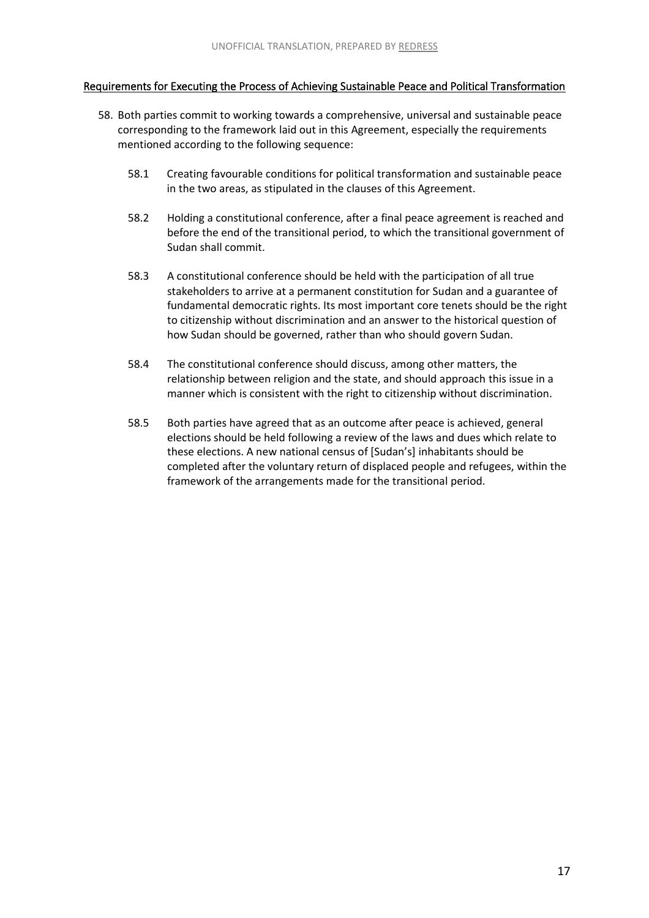## Requirements for Executing the Process of Achieving Sustainable Peace and Political Transformation

58. Both parties commit to working towards a comprehensive, universal and sustainable peace corresponding to the framework laid out in this Agreement, especially the requirements mentioned according to the following sequence:

    58.1 Creating favourable conditions for political transformation and sustainable peace in the two areas, as stipulated in the clauses of this Agreement.

    58.2 Holding a constitutional conference, after a final peace agreement is reached and before the end of the transitional period, to which the transitional government of Sudan shall commit.

    58.3 A constitutional conference should be held with the participation of all true stakeholders to arrive at a permanent constitution for Sudan and a guarantee of fundamental democratic rights. Its most important core tenets should be the right to citizenship without discrimination and an answer to the historical question of how Sudan should be governed, rather than who should govern Sudan.

    58.4 The constitutional conference should discuss, among other matters, the relationship between religion and the state, and should approach this issue in a manner which is consistent with the right to citizenship without discrimination.

    58.5 Both parties have agreed that as an outcome after peace is achieved, general elections should be held following a review of the laws and dues which relate to these elections. A new national census of [Sudan's] inhabitants should be completed after the voluntary return of displaced people and refugees, within the framework of the arrangements made for the transitional period.